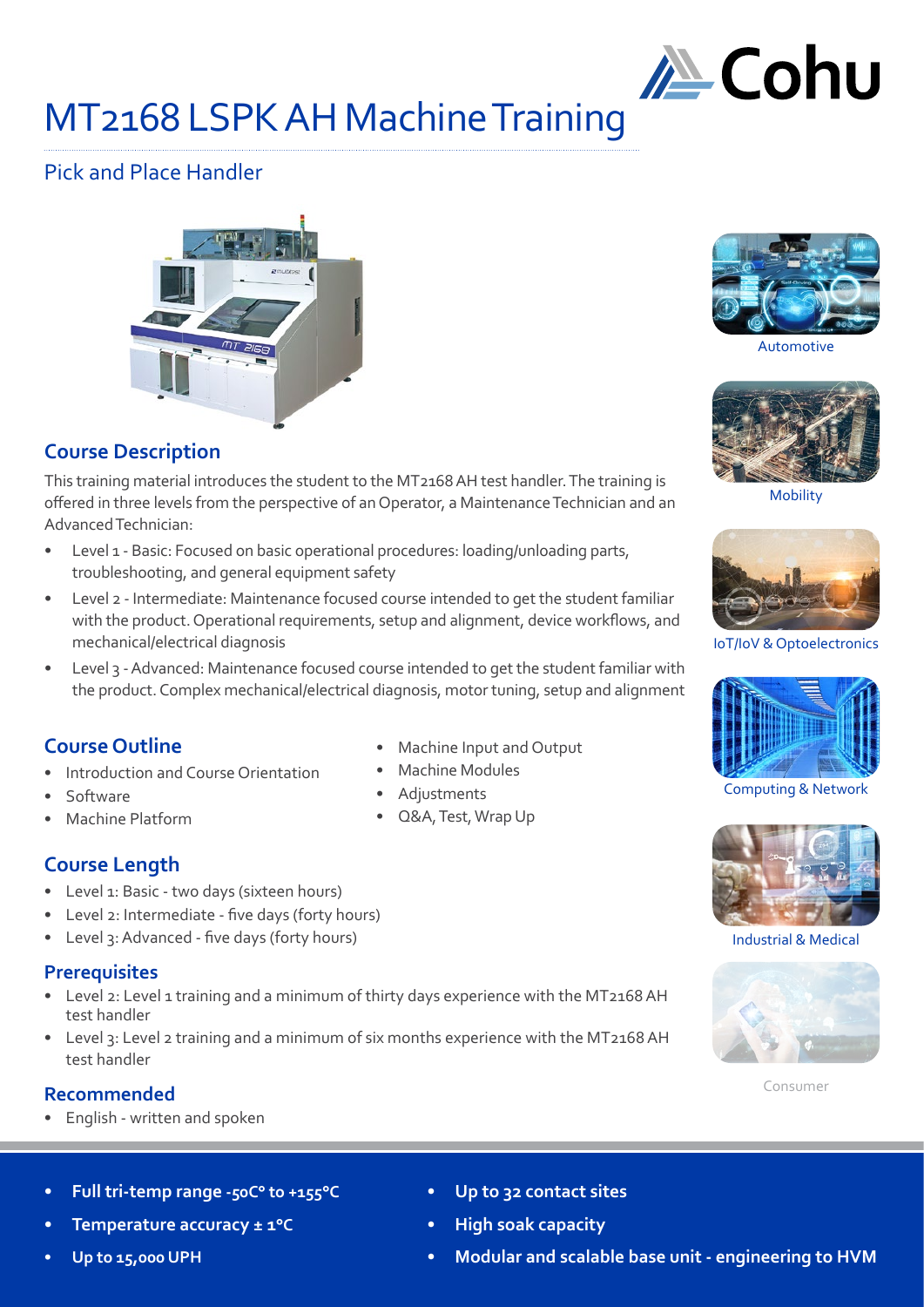# MT2168 LSPK AH Machine Training

## Pick and Place Handler

Automotive

Mobility

IoT/IoV & Optoelectronics

Computing & Network

Industrial & Medical

Consumer

### Course Description

This training material introduces the student to the MT2168 AH test handler. The training is offered in three levels from the perspective of an Operator, a Maintenance Technician and an Advanced Technician:

- Level 1 - Basic: Focused on basic operational procedures: loading/unloading parts, troubleshooting, and general equipment safety
- Level 2 - Intermediate: Maintenance focused course intended to get the student familiar with the product. Operational requirements, setup and alignment, device workflows, and mechanical/electrical diagnosis
- Level 3 - Advanced: Maintenance focused course intended to get the student familiar with the product. Complex mechanical/electrical diagnosis, motor tuning, setup and alignment

### Course Outline

- Introduction and Course Orientation
- Software
- Machine Platform
- Machine Input and Output
- Machine Modules
- Adjustments
- Q&A, Test, Wrap Up

### Course Length

- Level 1: Basic - two days (sixteen hours)
- Level 2: Intermediate - five days (forty hours)
- Level 3: Advanced - five days (forty hours)

### Prerequisites

- Level 2: Level 1 training and a minimum of thirty days experience with the MT2168 AH test handler
- Level 3: Level 2 training and a minimum of six months experience with the MT2168 AH test handler

### Recommended

- English - written and spoken

- **Full tri-temp range -50C° to +155°C**
- **Temperature accuracy ± 1°C**
- **Up to 15,000 UPH**
- **Up to 32 contact sites**
- **High soak capacity**
- **Modular and scalable base unit - engineering to HVM**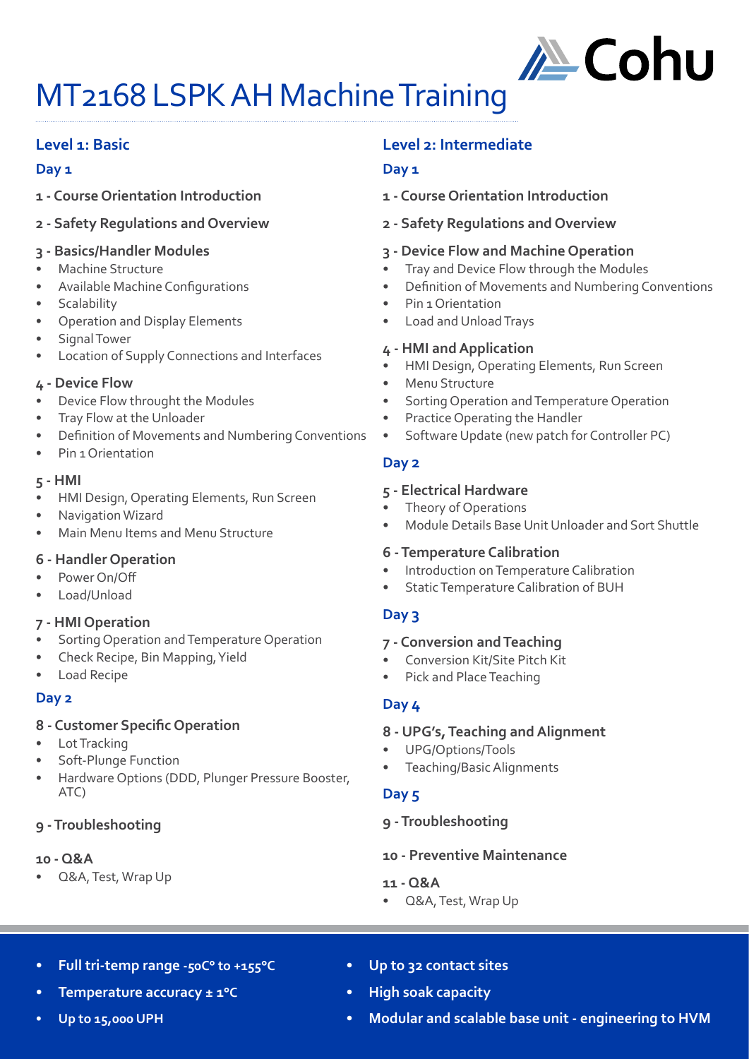# MT2168 LSPK AH Machine Training

## Level 1: Basic

### Day 1

**1 - Course Orientation Introduction**

**2 - Safety Regulations and Overview**

**3 - Basics/Handler Modules**

- Machine Structure
- Available Machine Configurations
- Scalability
- Operation and Display Elements
- Signal Tower
- Location of Supply Connections and Interfaces

**4 - Device Flow**

- Device Flow throught the Modules
- Tray Flow at the Unloader
- Definition of Movements and Numbering Conventions
- Pin 1 Orientation

**5 - HMI**

- HMI Design, Operating Elements, Run Screen
- Navigation Wizard
- Main Menu Items and Menu Structure

**6 - Handler Operation**

- Power On/Off
- Load/Unload

**7 - HMI Operation**

- Sorting Operation and Temperature Operation
- Check Recipe, Bin Mapping, Yield
- Load Recipe

### Day 2

**8 - Customer Specific Operation**

- Lot Tracking
- Soft-Plunge Function
- Hardware Options (DDD, Plunger Pressure Booster, ATC)

**9 - Troubleshooting**

**10 - Q&A**

- Q&A, Test, Wrap Up

## Level 2: Intermediate

### Day 1

**1 - Course Orientation Introduction**

**2 - Safety Regulations and Overview**

**3 - Device Flow and Machine Operation**

- Tray and Device Flow through the Modules
- Definition of Movements and Numbering Conventions
- Pin 1 Orientation
- Load and Unload Trays

**4 - HMI and Application**

- HMI Design, Operating Elements, Run Screen
- Menu Structure
- Sorting Operation and Temperature Operation
- Practice Operating the Handler
- Software Update (new patch for Controller PC)

### Day 2

**5 - Electrical Hardware**

- Theory of Operations
- Module Details Base Unit Unloader and Sort Shuttle

**6 - Temperature Calibration**

- Introduction on Temperature Calibration
- Static Temperature Calibration of BUH

### Day 3

**7 - Conversion and Teaching**

- Conversion Kit/Site Pitch Kit
- Pick and Place Teaching

### Day 4

**8 - UPG's, Teaching and Alignment**

- UPG/Options/Tools
- Teaching/Basic Alignments

### Day 5

**9 - Troubleshooting**

**10 - Preventive Maintenance**

**11 - Q&A**

- Q&A, Test, Wrap Up

---

- **Full tri-temp range -50C° to +155°C**
- **Temperature accuracy ± 1°C**
- **Up to 15,000 UPH**
- **Up to 32 contact sites**
- **High soak capacity**
- **Modular and scalable base unit - engineering to HVM**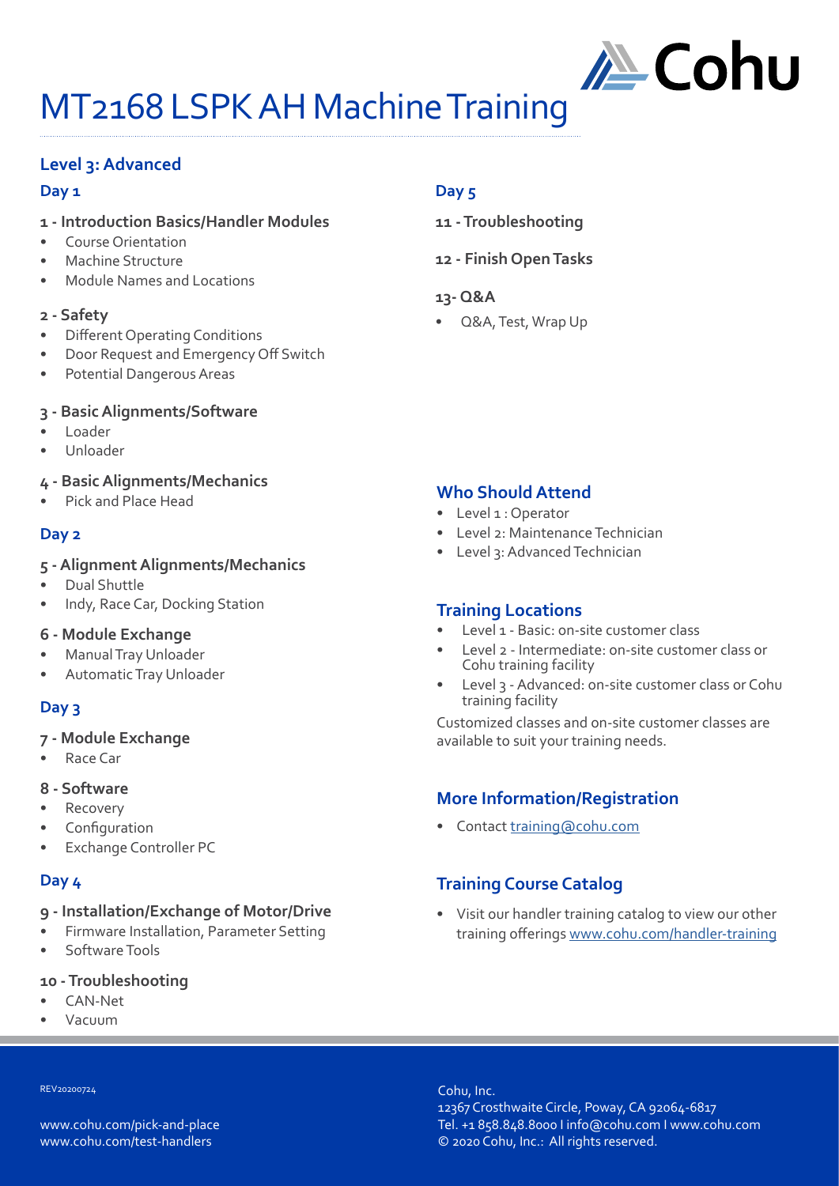# MT2168 LSPK AH Machine Training

## Level 3: Advanced

### Day 1

**1 - Introduction Basics/Handler Modules**

- Course Orientation
- Machine Structure
- Module Names and Locations

**2 - Safety**

- Different Operating Conditions
- Door Request and Emergency Off Switch
- Potential Dangerous Areas

**3 - Basic Alignments/Software**

- Loader
- Unloader

**4 - Basic Alignments/Mechanics**

- Pick and Place Head

### Day 2

**5 - Alignment Alignments/Mechanics**

- Dual Shuttle
- Indy, Race Car, Docking Station

**6 - Module Exchange**

- Manual Tray Unloader
- Automatic Tray Unloader

### Day 3

**7 - Module Exchange**

- Race Car

**8 - Software**

- Recovery
- Configuration
- Exchange Controller PC

### Day 4

**9 - Installation/Exchange of Motor/Drive**

- Firmware Installation, Parameter Setting
- Software Tools

**10 - Troubleshooting**

- CAN-Net
- Vacuum

### Day 5

**11 - Troubleshooting**

**12 - Finish Open Tasks**

**13- Q&A**

- Q&A, Test, Wrap Up

## Who Should Attend

- Level 1 : Operator
- Level 2: Maintenance Technician
- Level 3: Advanced Technician

## Training Locations

- Level 1 - Basic: on-site customer class
- Level 2 - Intermediate: on-site customer class or Cohu training facility
- Level 3 - Advanced: on-site customer class or Cohu training facility

Customized classes and on-site customer classes are available to suit your training needs.

## More Information/Registration

- Contact training@cohu.com

## Training Course Catalog

- Visit our handler training catalog to view our other training offerings www.cohu.com/handler-training

REV20200724

www.cohu.com/pick-and-place
www.cohu.com/test-handlers

Cohu, Inc.
12367 Crosthwaite Circle, Poway, CA 92064-6817
Tel. +1 858.848.8000 I info@cohu.com I www.cohu.com
© 2020 Cohu, Inc.: All rights reserved.